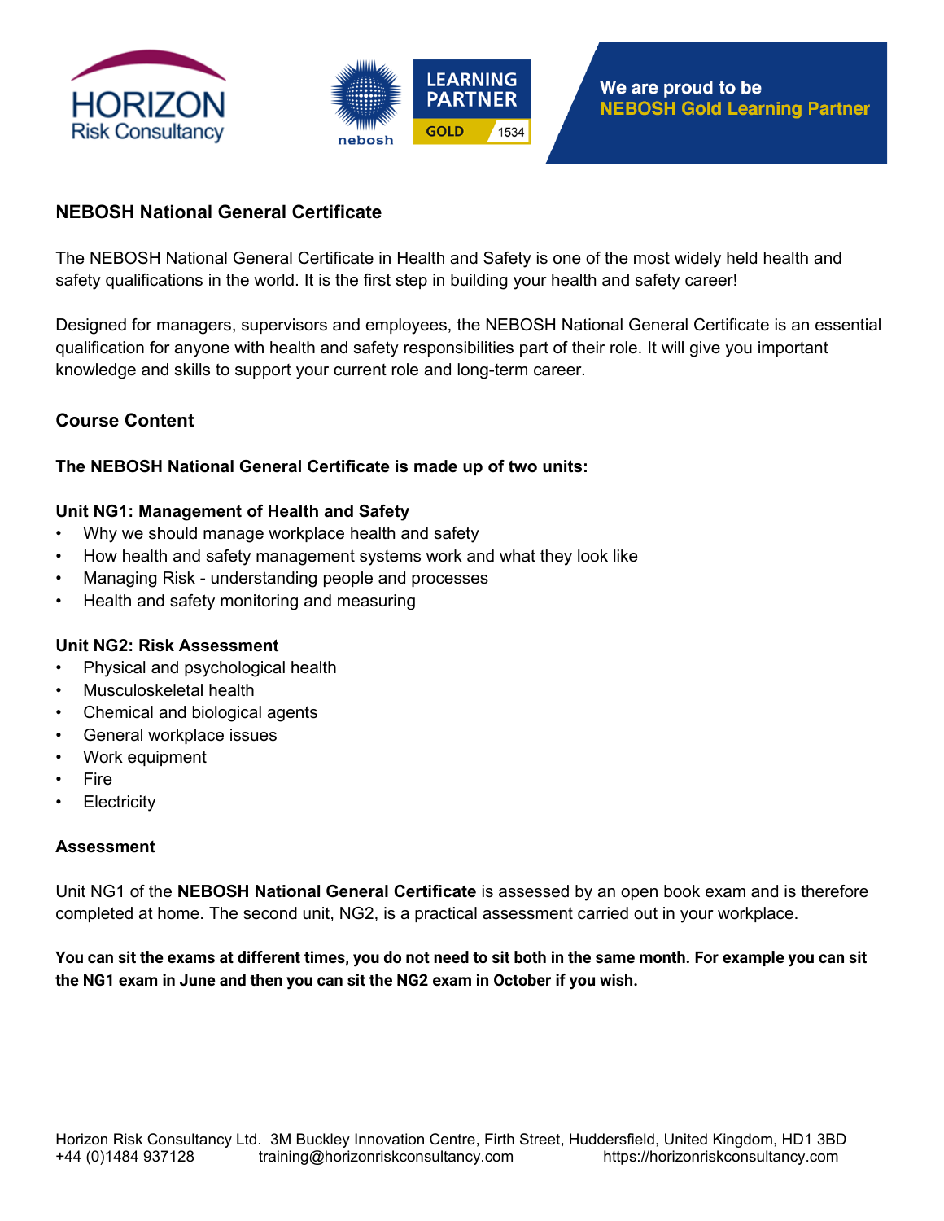HORIZON Risk Consultancy

LEARNING PARTNER GOLD 1534

nebosh

We are proud to be NEBOSH Gold Learning Partner

## NEBOSH National General Certificate

The NEBOSH National General Certificate in Health and Safety is one of the most widely held health and safety qualifications in the world. It is the first step in building your health and safety career!

Designed for managers, supervisors and employees, the NEBOSH National General Certificate is an essential qualification for anyone with health and safety responsibilities part of their role. It will give you important knowledge and skills to support your current role and long-term career.

## Course Content

**The NEBOSH National General Certificate is made up of two units:**

**Unit NG1: Management of Health and Safety**

- Why we should manage workplace health and safety
- How health and safety management systems work and what they look like
- Managing Risk - understanding people and processes
- Health and safety monitoring and measuring

**Unit NG2: Risk Assessment**

- Physical and psychological health
- Musculoskeletal health
- Chemical and biological agents
- General workplace issues
- Work equipment
- Fire
- Electricity

### Assessment

Unit NG1 of the **NEBOSH National General Certificate** is assessed by an open book exam and is therefore completed at home. The second unit, NG2, is a practical assessment carried out in your workplace.

**You can sit the exams at different times, you do not need to sit both in the same month. For example you can sit the NG1 exam in June and then you can sit the NG2 exam in October if you wish.**

Horizon Risk Consultancy Ltd. 3M Buckley Innovation Centre, Firth Street, Huddersfield, United Kingdom, HD1 3BD
+44 (0)1484 937128 training@horizonriskconsultancy.com https://horizonriskconsultancy.com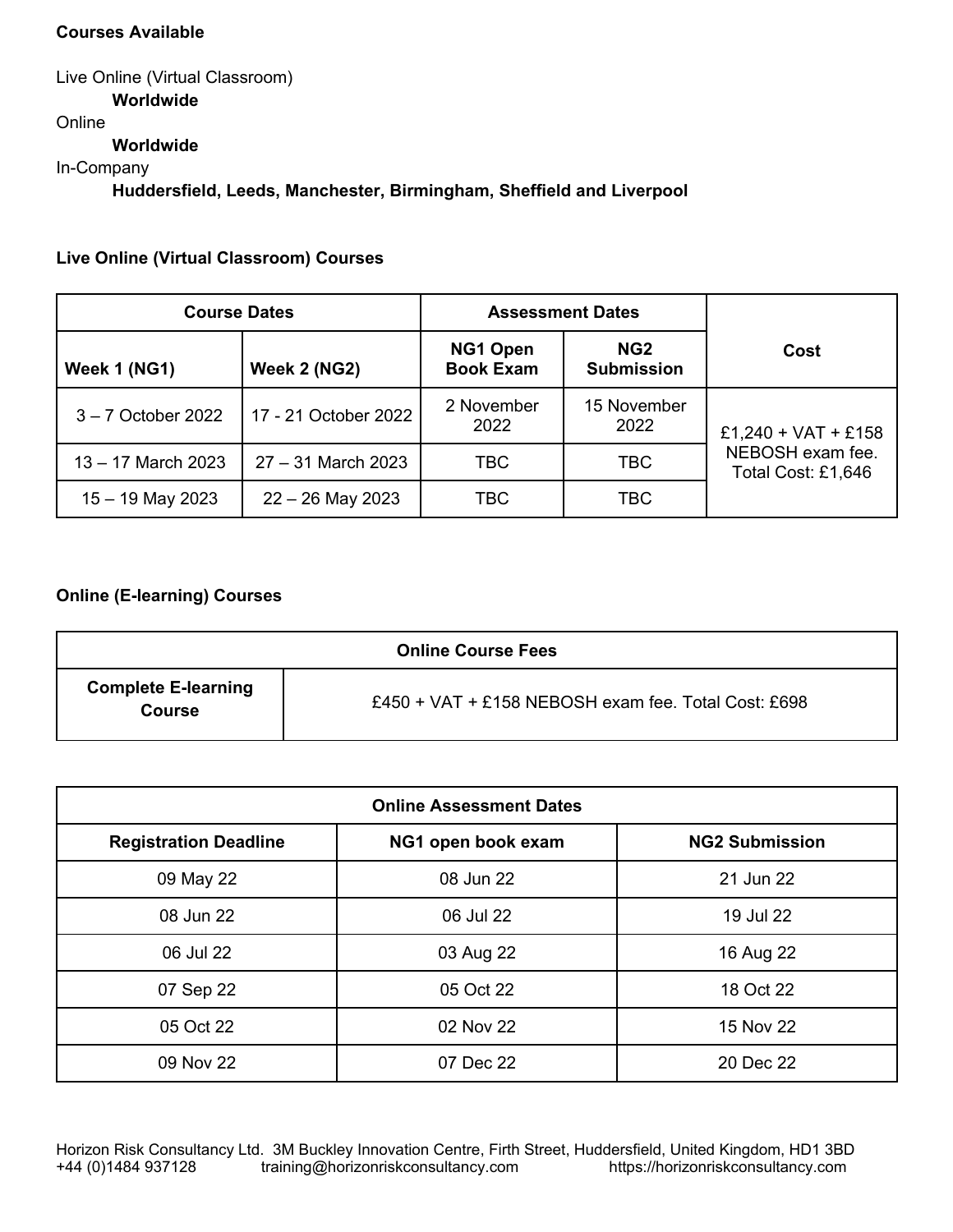**Courses Available**

Live Online (Virtual Classroom)

**Worldwide**

Online

**Worldwide**

In-Company

**Huddersfield, Leeds, Manchester, Birmingham, Sheffield and Liverpool**

**Live Online (Virtual Classroom) Courses**

| Course Dates | | Assessment Dates | | Cost |
|---|---|---|---|---|
| **Week 1 (NG1)** | **Week 2 (NG2)** | **NG1 Open Book Exam** | **NG2 Submission** | |
| 3 – 7 October 2022 | 17 - 21 October 2022 | 2 November 2022 | 15 November 2022 | £1,240 + VAT + £158 NEBOSH exam fee. Total Cost: £1,646 |
| 13 – 17 March 2023 | 27 – 31 March 2023 | TBC | TBC | |
| 15 – 19 May 2023 | 22 – 26 May 2023 | TBC | TBC | |

**Online (E-learning) Courses**

| Online Course Fees | |
|---|---|
| **Complete E-learning Course** | £450 + VAT + £158 NEBOSH exam fee. Total Cost: £698 |

| Online Assessment Dates | | |
|---|---|---|
| **Registration Deadline** | **NG1 open book exam** | **NG2 Submission** |
| 09 May 22 | 08 Jun 22 | 21 Jun 22 |
| 08 Jun 22 | 06 Jul 22 | 19 Jul 22 |
| 06 Jul 22 | 03 Aug 22 | 16 Aug 22 |
| 07 Sep 22 | 05 Oct 22 | 18 Oct 22 |
| 05 Oct 22 | 02 Nov 22 | 15 Nov 22 |
| 09 Nov 22 | 07 Dec 22 | 20 Dec 22 |

Horizon Risk Consultancy Ltd. 3M Buckley Innovation Centre, Firth Street, Huddersfield, United Kingdom, HD1 3BD
+44 (0)1484 937128 training@horizonriskconsultancy.com https://horizonriskconsultancy.com